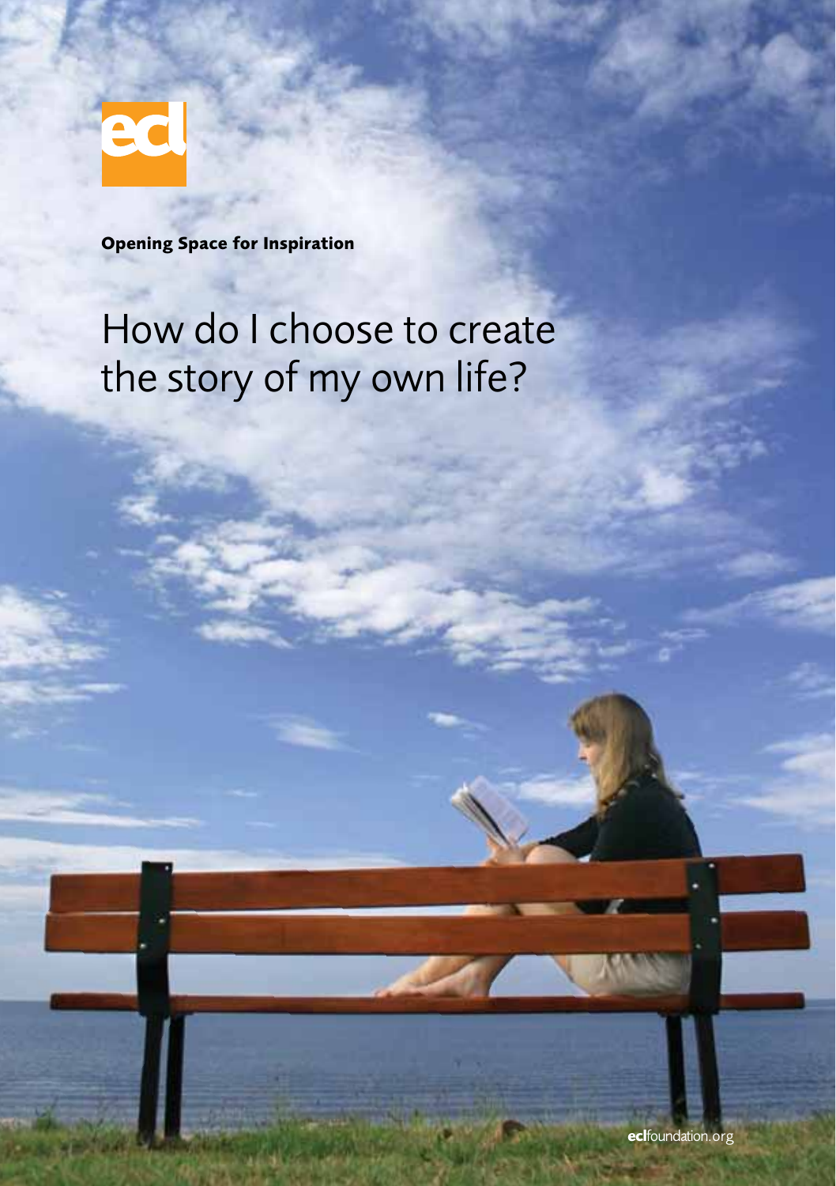ecl

**Opening Space for Inspiration**

# How do I choose to create the story of my own life?

**ecl**foundation.org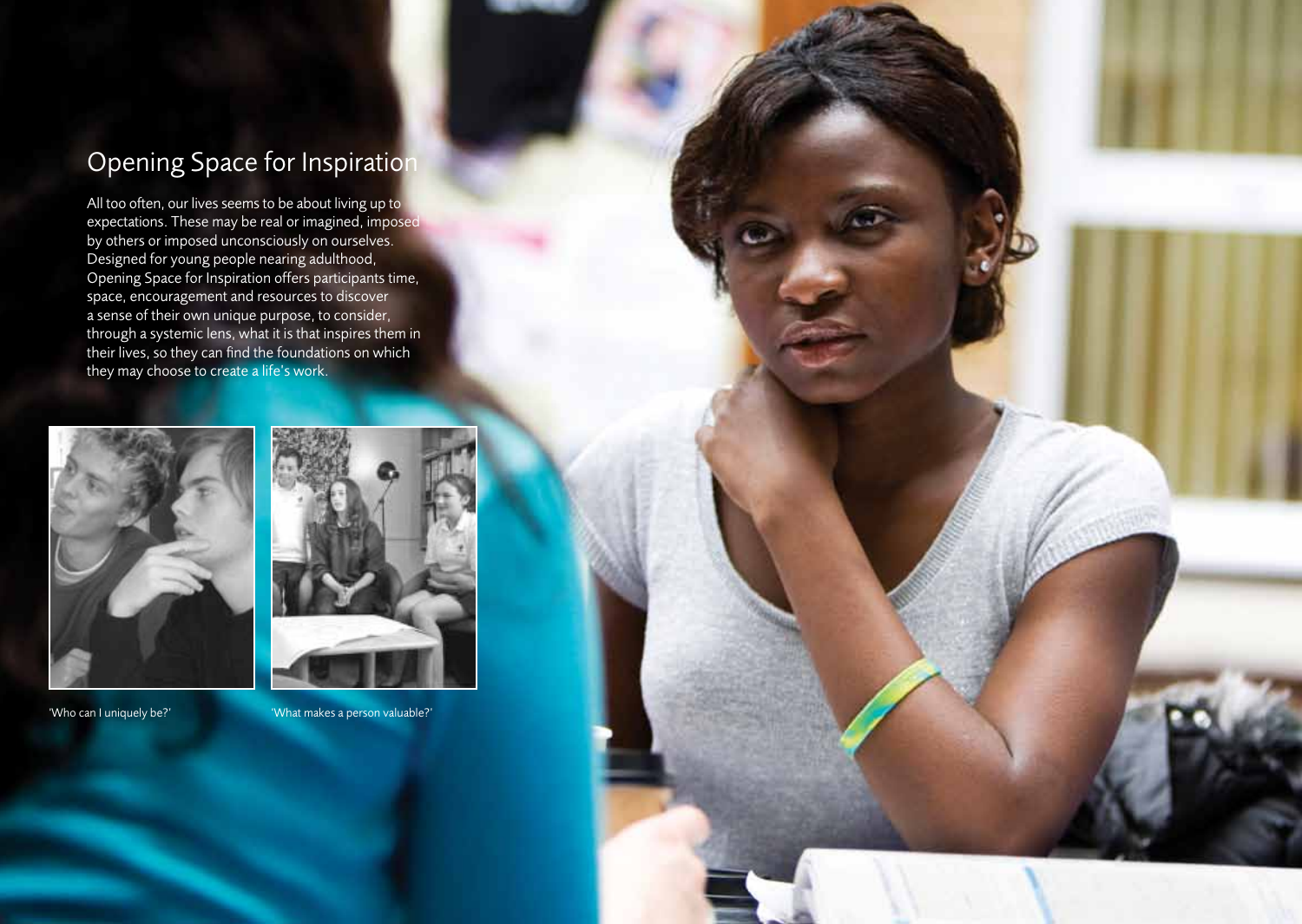## Opening Space for Inspiration

All too often, our lives seems to be about living up to expectations. These may be real or imagined, imposed by others or imposed unconsciously on ourselves. Designed for young people nearing adulthood, Opening Space for Inspiration offers participants time, space, encouragement and resources to discover a sense of their own unique purpose, to consider, through a systemic lens, what it is that inspires them in their lives, so they can find the foundations on which they may choose to create a life's work.

'Who can I uniquely be?'

'What makes a person valuable?'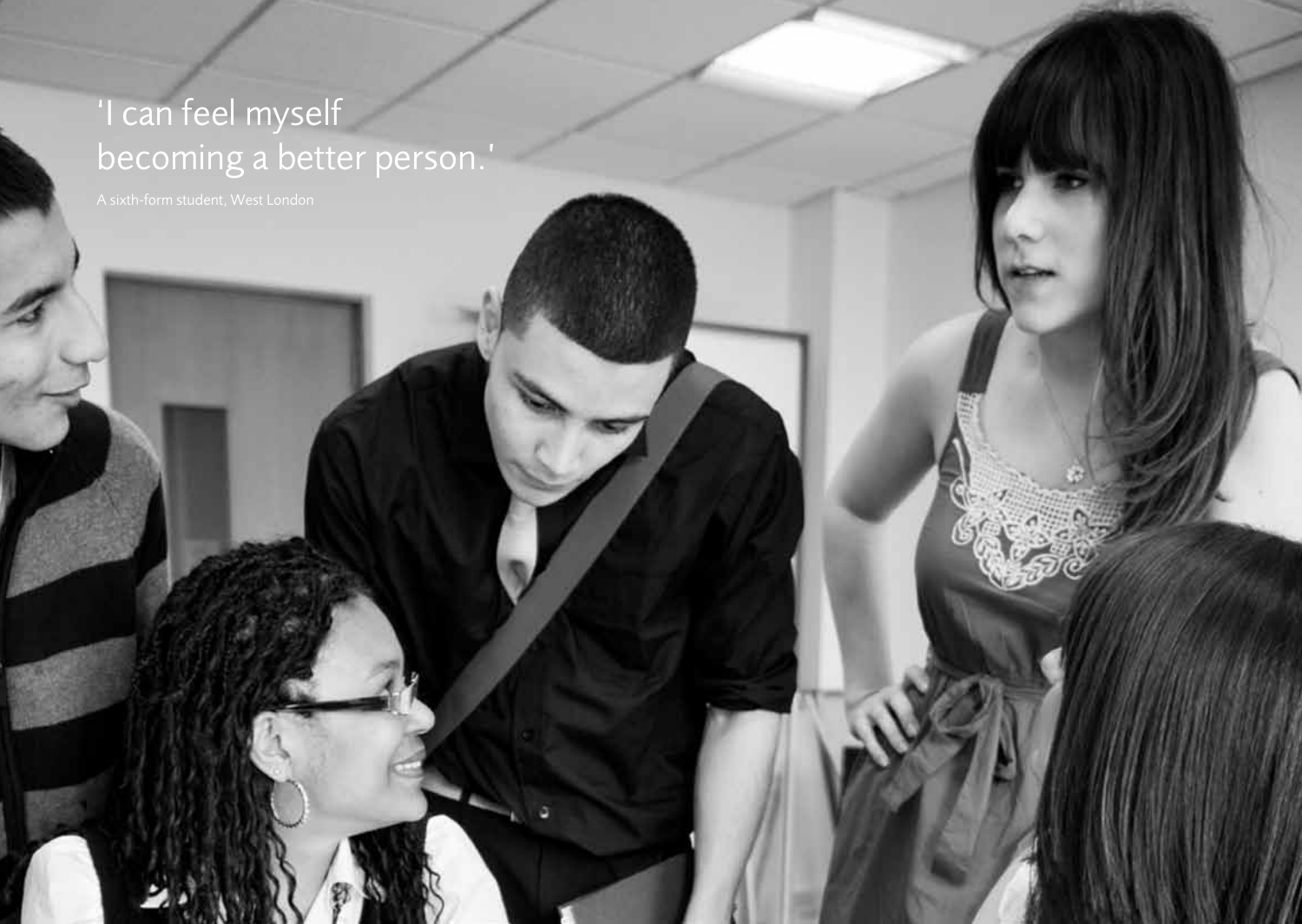'I can feel myself becoming a better person.'

A sixth-form student, West London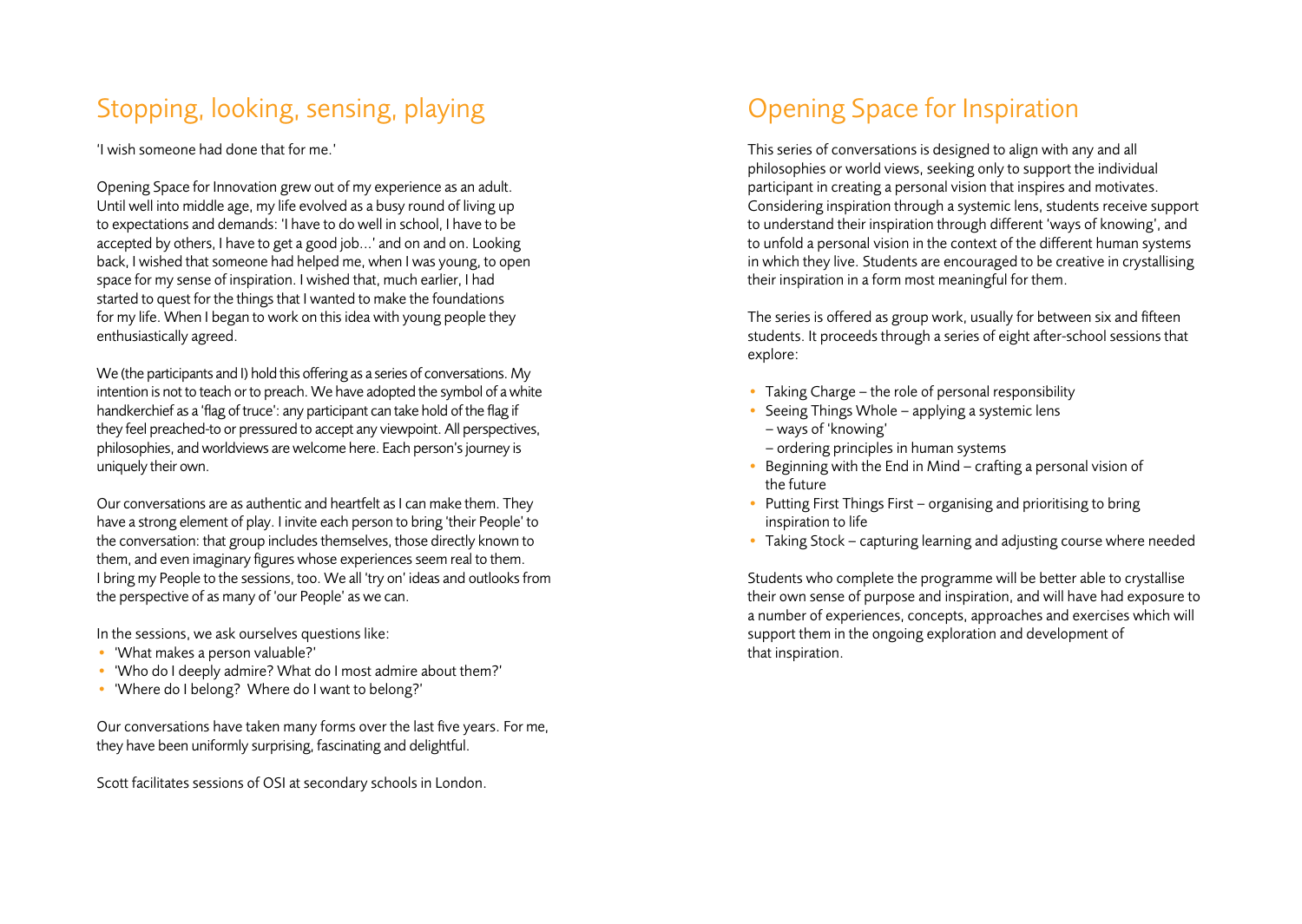## Stopping, looking, sensing, playing

'I wish someone had done that for me.'

Opening Space for Innovation grew out of my experience as an adult. Until well into middle age, my life evolved as a busy round of living up to expectations and demands: 'I have to do well in school, I have to be accepted by others, I have to get a good job...' and on and on. Looking back, I wished that someone had helped me, when I was young, to open space for my sense of inspiration. I wished that, much earlier, I had started to quest for the things that I wanted to make the foundations for my life. When I began to work on this idea with young people they enthusiastically agreed.

We (the participants and I) hold this offering as a series of conversations. My intention is not to teach or to preach. We have adopted the symbol of a white handkerchief as a 'flag of truce': any participant can take hold of the flag if they feel preached-to or pressured to accept any viewpoint. All perspectives, philosophies, and worldviews are welcome here. Each person's journey is uniquely their own.

Our conversations are as authentic and heartfelt as I can make them. They have a strong element of play. I invite each person to bring 'their People' to the conversation: that group includes themselves, those directly known to them, and even imaginary figures whose experiences seem real to them. I bring my People to the sessions, too. We all 'try on' ideas and outlooks from the perspective of as many of 'our People' as we can.

In the sessions, we ask ourselves questions like:

- 'What makes a person valuable?'
- 'Who do I deeply admire? What do I most admire about them?'
- 'Where do I belong? Where do I want to belong?'

Our conversations have taken many forms over the last five years. For me, they have been uniformly surprising, fascinating and delightful.

Scott facilitates sessions of OSI at secondary schools in London.

## Opening Space for Inspiration

This series of conversations is designed to align with any and all philosophies or world views, seeking only to support the individual participant in creating a personal vision that inspires and motivates. Considering inspiration through a systemic lens, students receive support to understand their inspiration through different 'ways of knowing', and to unfold a personal vision in the context of the different human systems in which they live. Students are encouraged to be creative in crystallising their inspiration in a form most meaningful for them.

The series is offered as group work, usually for between six and fifteen students. It proceeds through a series of eight after-school sessions that explore:

- Taking Charge – the role of personal responsibility
- Seeing Things Whole – applying a systemic lens
  - – ways of 'knowing'
  - – ordering principles in human systems
- Beginning with the End in Mind – crafting a personal vision of the future
- Putting First Things First – organising and prioritising to bring inspiration to life
- Taking Stock – capturing learning and adjusting course where needed

Students who complete the programme will be better able to crystallise their own sense of purpose and inspiration, and will have had exposure to a number of experiences, concepts, approaches and exercises which will support them in the ongoing exploration and development of that inspiration.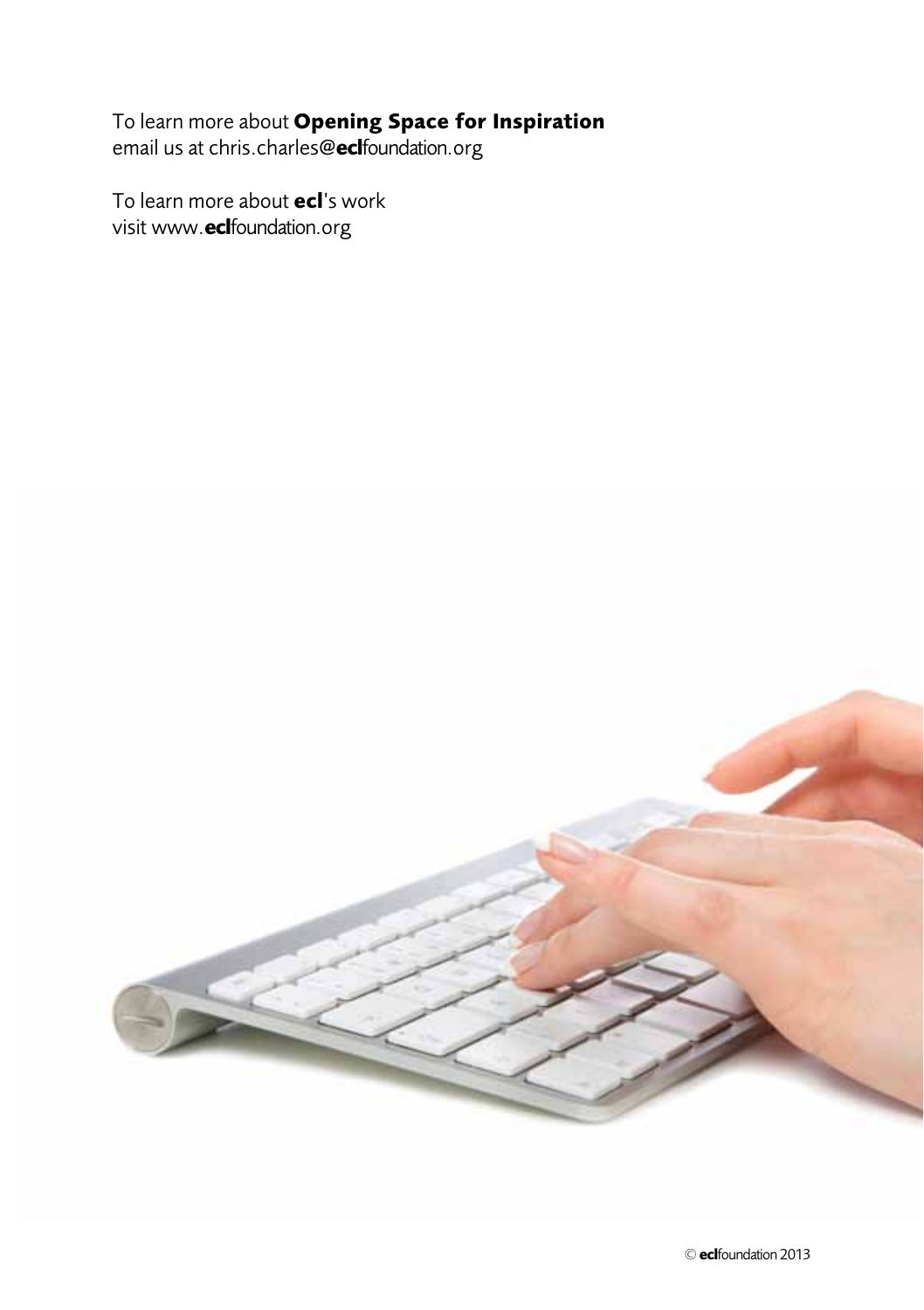To learn more about **Opening Space for Inspiration**
email us at chris.charles@**ecl**foundation.org

To learn more about **ecl**'s work
visit www.**ecl**foundation.org

© **ecl**foundation 2013